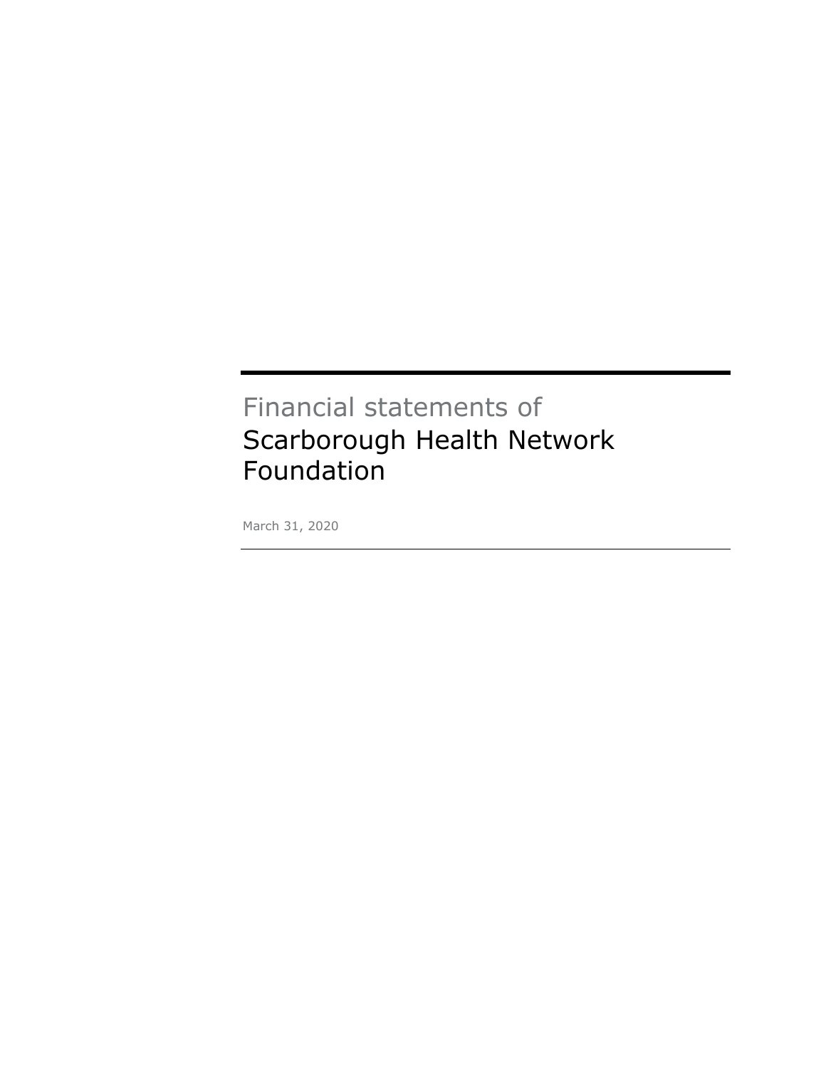Financial statements of

# Scarborough Health Network Foundation

March 31, 2020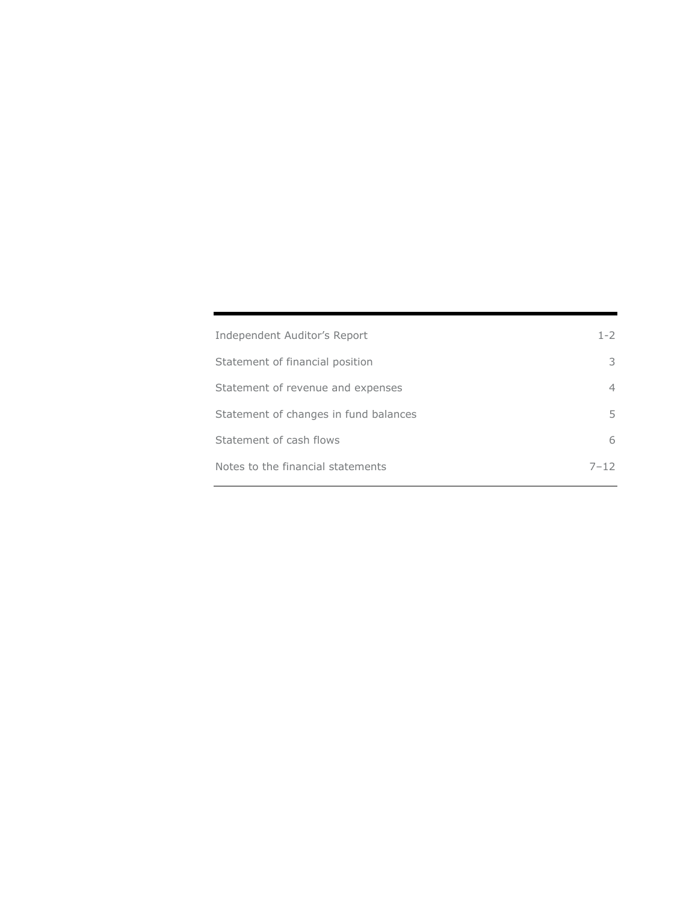| | |
|---|---|
| Independent Auditor’s Report | 1-2 |
| Statement of financial position | 3 |
| Statement of revenue and expenses | 4 |
| Statement of changes in fund balances | 5 |
| Statement of cash flows | 6 |
| Notes to the financial statements | 7–12 |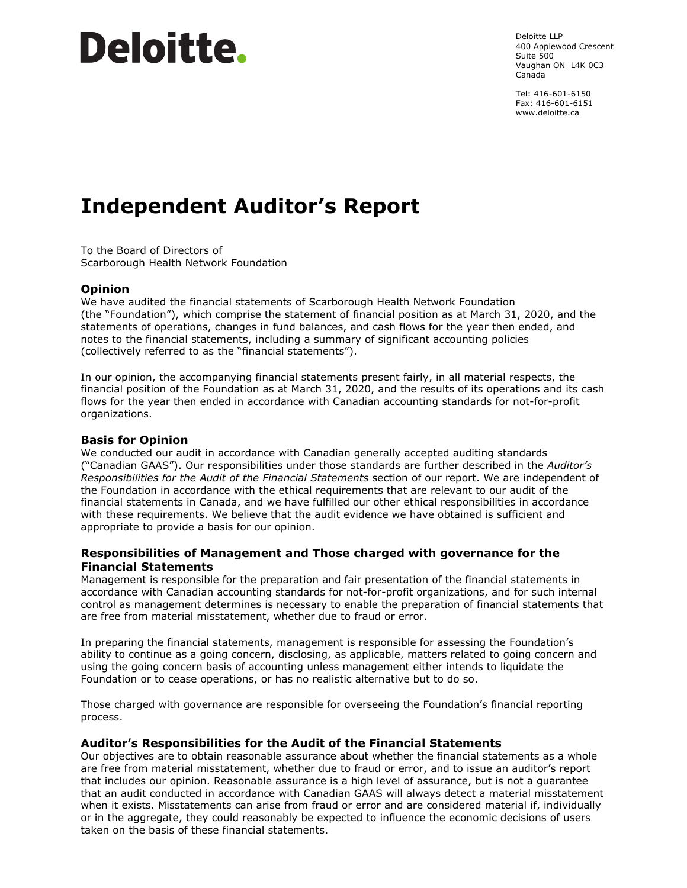Deloitte.

Deloitte LLP
400 Applewood Crescent
Suite 500
Vaughan ON L4K 0C3
Canada

Tel: 416-601-6150
Fax: 416-601-6151
www.deloitte.ca

# Independent Auditor's Report

To the Board of Directors of
Scarborough Health Network Foundation

## Opinion

We have audited the financial statements of Scarborough Health Network Foundation (the "Foundation"), which comprise the statement of financial position as at March 31, 2020, and the statements of operations, changes in fund balances, and cash flows for the year then ended, and notes to the financial statements, including a summary of significant accounting policies (collectively referred to as the "financial statements").

In our opinion, the accompanying financial statements present fairly, in all material respects, the financial position of the Foundation as at March 31, 2020, and the results of its operations and its cash flows for the year then ended in accordance with Canadian accounting standards for not-for-profit organizations.

## Basis for Opinion

We conducted our audit in accordance with Canadian generally accepted auditing standards ("Canadian GAAS"). Our responsibilities under those standards are further described in the *Auditor's Responsibilities for the Audit of the Financial Statements* section of our report. We are independent of the Foundation in accordance with the ethical requirements that are relevant to our audit of the financial statements in Canada, and we have fulfilled our other ethical responsibilities in accordance with these requirements. We believe that the audit evidence we have obtained is sufficient and appropriate to provide a basis for our opinion.

## Responsibilities of Management and Those charged with governance for the Financial Statements

Management is responsible for the preparation and fair presentation of the financial statements in accordance with Canadian accounting standards for not-for-profit organizations, and for such internal control as management determines is necessary to enable the preparation of financial statements that are free from material misstatement, whether due to fraud or error.

In preparing the financial statements, management is responsible for assessing the Foundation's ability to continue as a going concern, disclosing, as applicable, matters related to going concern and using the going concern basis of accounting unless management either intends to liquidate the Foundation or to cease operations, or has no realistic alternative but to do so.

Those charged with governance are responsible for overseeing the Foundation's financial reporting process.

## Auditor's Responsibilities for the Audit of the Financial Statements

Our objectives are to obtain reasonable assurance about whether the financial statements as a whole are free from material misstatement, whether due to fraud or error, and to issue an auditor's report that includes our opinion. Reasonable assurance is a high level of assurance, but is not a guarantee that an audit conducted in accordance with Canadian GAAS will always detect a material misstatement when it exists. Misstatements can arise from fraud or error and are considered material if, individually or in the aggregate, they could reasonably be expected to influence the economic decisions of users taken on the basis of these financial statements.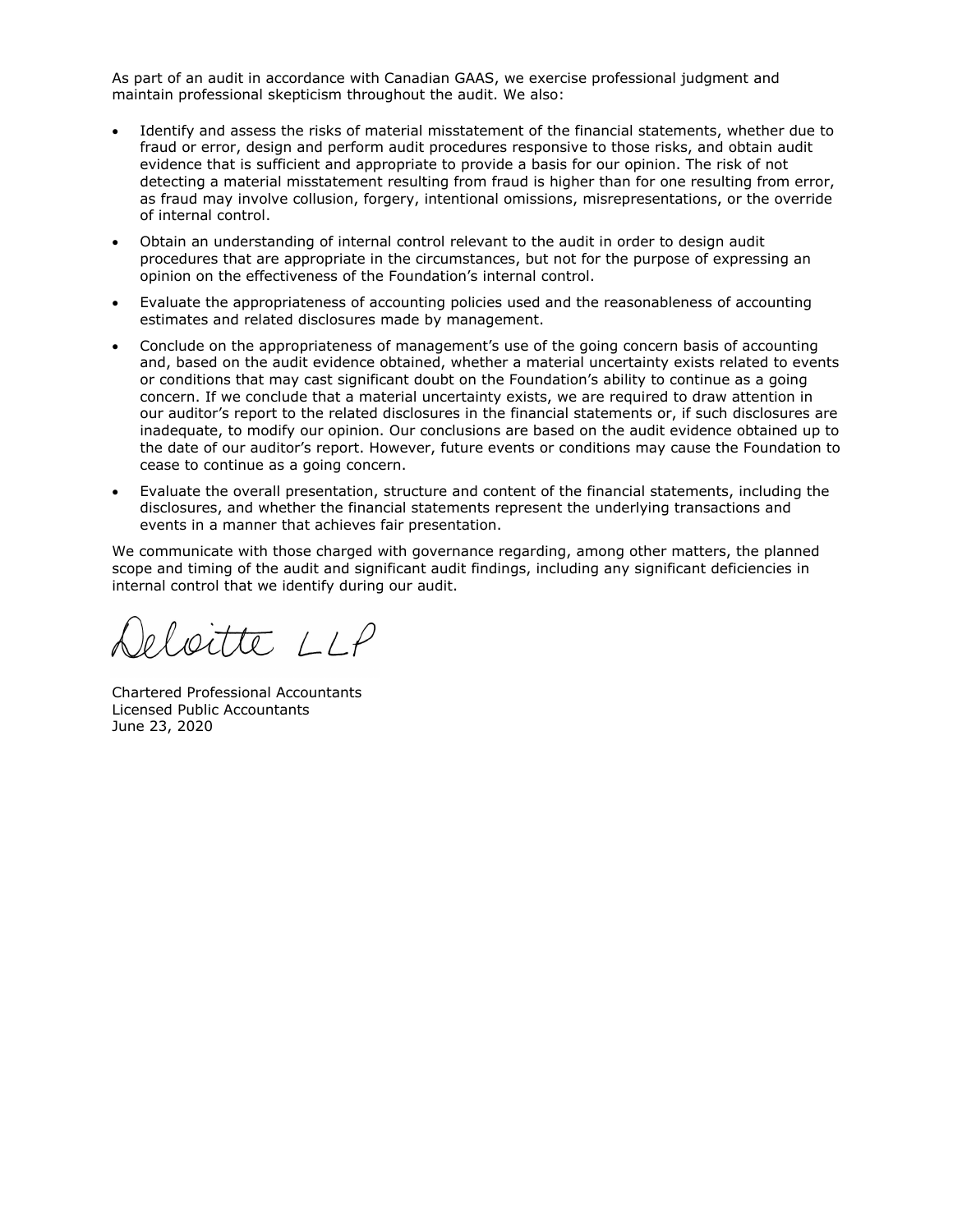As part of an audit in accordance with Canadian GAAS, we exercise professional judgment and maintain professional skepticism throughout the audit. We also:

- Identify and assess the risks of material misstatement of the financial statements, whether due to fraud or error, design and perform audit procedures responsive to those risks, and obtain audit evidence that is sufficient and appropriate to provide a basis for our opinion. The risk of not detecting a material misstatement resulting from fraud is higher than for one resulting from error, as fraud may involve collusion, forgery, intentional omissions, misrepresentations, or the override of internal control.
- Obtain an understanding of internal control relevant to the audit in order to design audit procedures that are appropriate in the circumstances, but not for the purpose of expressing an opinion on the effectiveness of the Foundation's internal control.
- Evaluate the appropriateness of accounting policies used and the reasonableness of accounting estimates and related disclosures made by management.
- Conclude on the appropriateness of management's use of the going concern basis of accounting and, based on the audit evidence obtained, whether a material uncertainty exists related to events or conditions that may cast significant doubt on the Foundation's ability to continue as a going concern. If we conclude that a material uncertainty exists, we are required to draw attention in our auditor's report to the related disclosures in the financial statements or, if such disclosures are inadequate, to modify our opinion. Our conclusions are based on the audit evidence obtained up to the date of our auditor's report. However, future events or conditions may cause the Foundation to cease to continue as a going concern.
- Evaluate the overall presentation, structure and content of the financial statements, including the disclosures, and whether the financial statements represent the underlying transactions and events in a manner that achieves fair presentation.

We communicate with those charged with governance regarding, among other matters, the planned scope and timing of the audit and significant audit findings, including any significant deficiencies in internal control that we identify during our audit.

Deloitte LLP

Chartered Professional Accountants
Licensed Public Accountants
June 23, 2020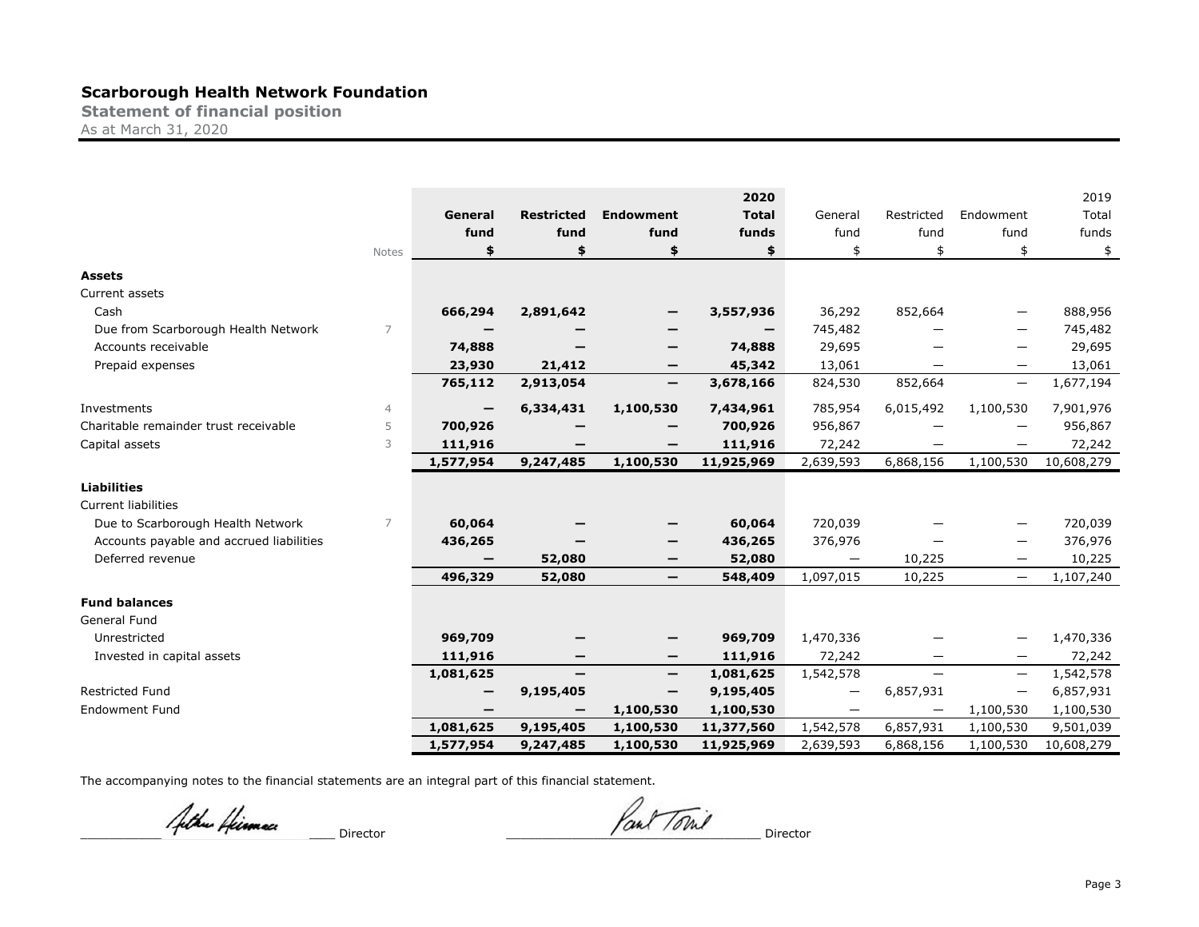# Scarborough Health Network Foundation

## Statement of financial position

As at March 31, 2020

| | Notes | 2020 General fund $ | 2020 Restricted fund $ | 2020 Endowment fund $ | 2020 Total funds $ | 2019 General fund $ | 2019 Restricted fund $ | 2019 Endowment fund $ | 2019 Total funds $ |
|---|---|---|---|---|---|---|---|---|---|
| **Assets** | | | | | | | | | |
| Current assets | | | | | | | | | |
| Cash | | **666,294** | **2,891,642** | **—** | **3,557,936** | 36,292 | 852,664 | — | 888,956 |
| Due from Scarborough Health Network | 7 | **—** | **—** | **—** | **—** | 745,482 | — | — | 745,482 |
| Accounts receivable | | **74,888** | **—** | **—** | **74,888** | 29,695 | — | — | 29,695 |
| Prepaid expenses | | **23,930** | **21,412** | **—** | **45,342** | 13,061 | — | — | 13,061 |
| | | **765,112** | **2,913,054** | **—** | **3,678,166** | 824,530 | 852,664 | — | 1,677,194 |
| Investments | 4 | **—** | **6,334,431** | **1,100,530** | **7,434,961** | 785,954 | 6,015,492 | 1,100,530 | 7,901,976 |
| Charitable remainder trust receivable | 5 | **700,926** | **—** | **—** | **700,926** | 956,867 | — | — | 956,867 |
| Capital assets | 3 | **111,916** | **—** | **—** | **111,916** | 72,242 | — | — | 72,242 |
| | | **1,577,954** | **9,247,485** | **1,100,530** | **11,925,969** | 2,639,593 | 6,868,156 | 1,100,530 | 10,608,279 |
| **Liabilities** | | | | | | | | | |
| Current liabilities | | | | | | | | | |
| Due to Scarborough Health Network | 7 | **60,064** | **—** | **—** | **60,064** | 720,039 | — | — | 720,039 |
| Accounts payable and accrued liabilities | | **436,265** | **—** | **—** | **436,265** | 376,976 | — | — | 376,976 |
| Deferred revenue | | **—** | **52,080** | **—** | **52,080** | — | 10,225 | — | 10,225 |
| | | **496,329** | **52,080** | **—** | **548,409** | 1,097,015 | 10,225 | — | 1,107,240 |
| **Fund balances** | | | | | | | | | |
| General Fund | | | | | | | | | |
| Unrestricted | | **969,709** | **—** | **—** | **969,709** | 1,470,336 | — | — | 1,470,336 |
| Invested in capital assets | | **111,916** | **—** | **—** | **111,916** | 72,242 | — | — | 72,242 |
| | | **1,081,625** | **—** | **—** | **1,081,625** | 1,542,578 | — | — | 1,542,578 |
| Restricted Fund | | **—** | **9,195,405** | **—** | **9,195,405** | — | 6,857,931 | — | 6,857,931 |
| Endowment Fund | | **—** | **—** | **1,100,530** | **1,100,530** | — | — | 1,100,530 | 1,100,530 |
| | | **1,081,625** | **9,195,405** | **1,100,530** | **11,377,560** | 1,542,578 | 6,857,931 | 1,100,530 | 9,501,039 |
| | | **1,577,954** | **9,247,485** | **1,100,530** | **11,925,969** | 2,639,593 | 6,868,156 | 1,100,530 | 10,608,279 |

The accompanying notes to the financial statements are an integral part of this financial statement.

_______________ Director _______________ Director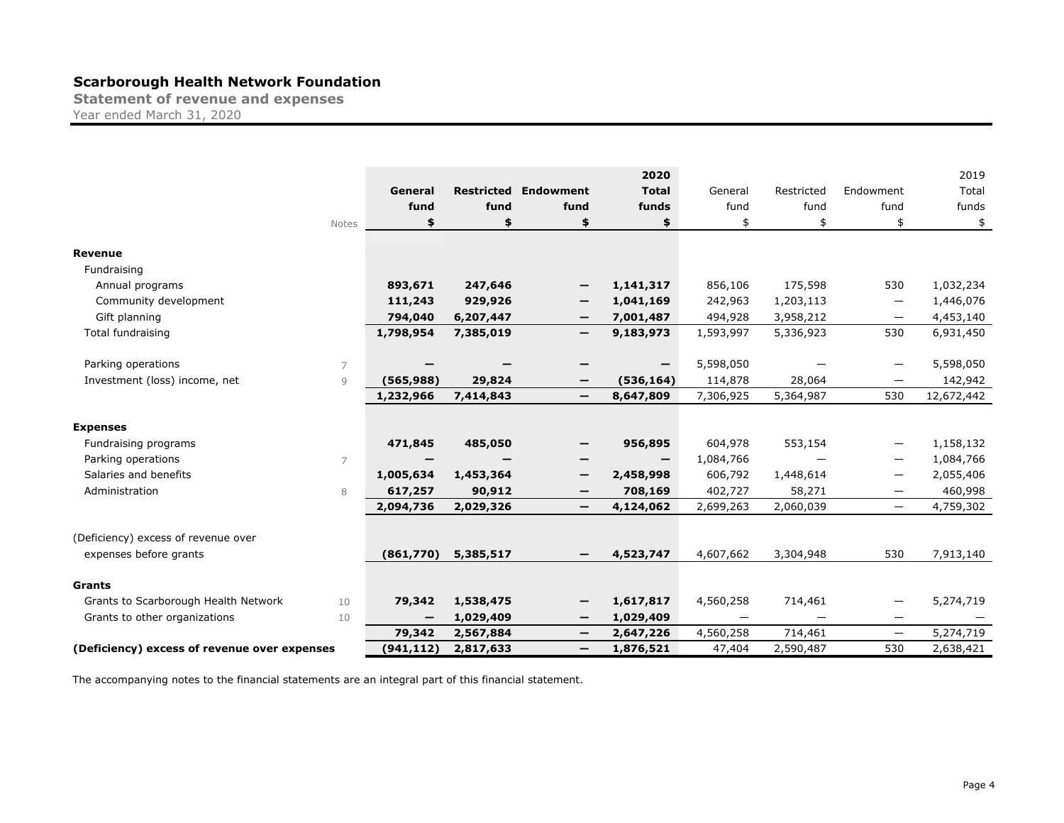# Scarborough Health Network Foundation

## Statement of revenue and expenses

Year ended March 31, 2020

| | Notes | General fund | Restricted fund | Endowment fund | 2020 Total funds | General fund | Restricted fund | Endowment fund | 2019 Total funds |
|---|---|---|---|---|---|---|---|---|---|
| | | $ | $ | $ | $ | $ | $ | $ | $ |
| **Revenue** | | | | | | | | | |
| Fundraising | | | | | | | | | |
| Annual programs | | **893,671** | **247,646** | **—** | **1,141,317** | 856,106 | 175,598 | 530 | 1,032,234 |
| Community development | | **111,243** | **929,926** | **—** | **1,041,169** | 242,963 | 1,203,113 | — | 1,446,076 |
| Gift planning | | **794,040** | **6,207,447** | **—** | **7,001,487** | 494,928 | 3,958,212 | — | 4,453,140 |
| Total fundraising | | **1,798,954** | **7,385,019** | **—** | **9,183,973** | 1,593,997 | 5,336,923 | 530 | 6,931,450 |
| Parking operations | 7 | **—** | **—** | **—** | **—** | 5,598,050 | — | — | 5,598,050 |
| Investment (loss) income, net | 9 | **(565,988)** | **29,824** | **—** | **(536,164)** | 114,878 | 28,064 | — | 142,942 |
| | | **1,232,966** | **7,414,843** | **—** | **8,647,809** | 7,306,925 | 5,364,987 | 530 | 12,672,442 |
| **Expenses** | | | | | | | | | |
| Fundraising programs | | **471,845** | **485,050** | **—** | **956,895** | 604,978 | 553,154 | — | 1,158,132 |
| Parking operations | 7 | **—** | **—** | **—** | **—** | 1,084,766 | — | — | 1,084,766 |
| Salaries and benefits | | **1,005,634** | **1,453,364** | **—** | **2,458,998** | 606,792 | 1,448,614 | — | 2,055,406 |
| Administration | 8 | **617,257** | **90,912** | **—** | **708,169** | 402,727 | 58,271 | — | 460,998 |
| | | **2,094,736** | **2,029,326** | **—** | **4,124,062** | 2,699,263 | 2,060,039 | — | 4,759,302 |
| (Deficiency) excess of revenue over expenses before grants | | **(861,770)** | **5,385,517** | **—** | **4,523,747** | 4,607,662 | 3,304,948 | 530 | 7,913,140 |
| **Grants** | | | | | | | | | |
| Grants to Scarborough Health Network | 10 | **79,342** | **1,538,475** | **—** | **1,617,817** | 4,560,258 | 714,461 | — | 5,274,719 |
| Grants to other organizations | 10 | **—** | **1,029,409** | **—** | **1,029,409** | — | — | — | — |
| | | **79,342** | **2,567,884** | **—** | **2,647,226** | 4,560,258 | 714,461 | — | 5,274,719 |
| **(Deficiency) excess of revenue over expenses** | | **(941,112)** | **2,817,633** | **—** | **1,876,521** | 47,404 | 2,590,487 | 530 | 2,638,421 |

The accompanying notes to the financial statements are an integral part of this financial statement.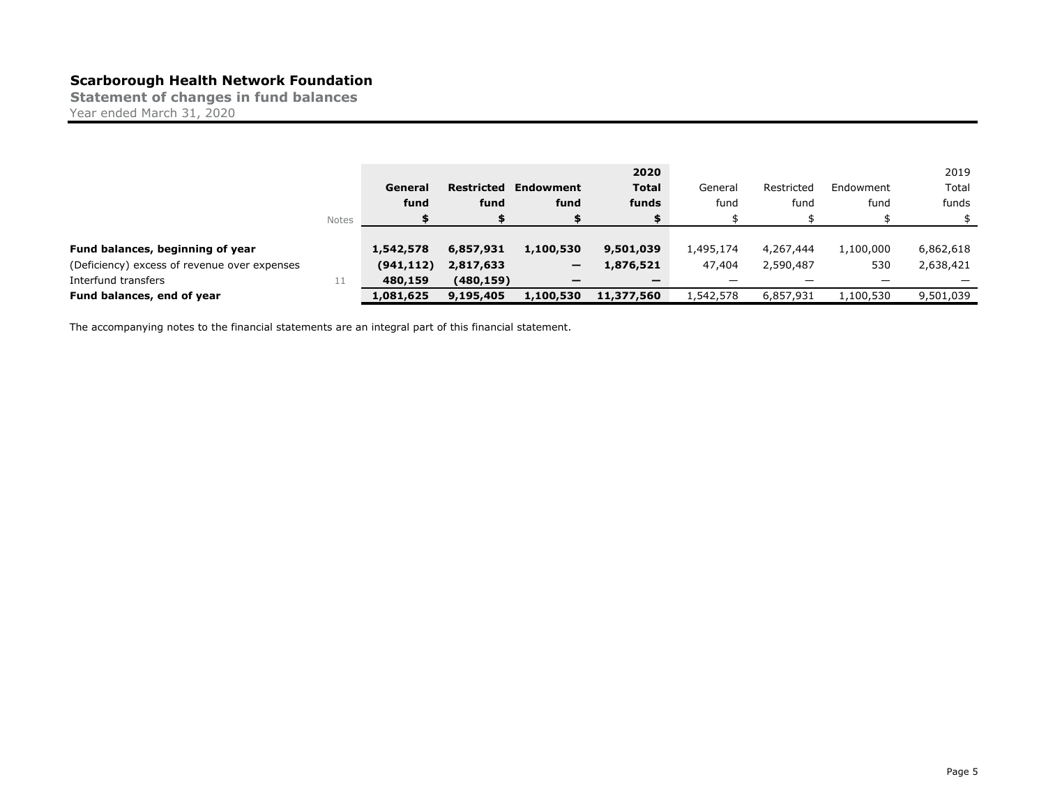# Scarborough Health Network Foundation

## Statement of changes in fund balances

Year ended March 31, 2020

| | Notes | General fund $ | Restricted fund $ | Endowment fund $ | 2020 Total funds $ | General fund $ | Restricted fund $ | Endowment fund $ | 2019 Total funds $ |
|---|---|---|---|---|---|---|---|---|---|
| **Fund balances, beginning of year** | | **1,542,578** | **6,857,931** | **1,100,530** | **9,501,039** | 1,495,174 | 4,267,444 | 1,100,000 | 6,862,618 |
| (Deficiency) excess of revenue over expenses | | **(941,112)** | **2,817,633** | **—** | **1,876,521** | 47,404 | 2,590,487 | 530 | 2,638,421 |
| Interfund transfers | 11 | **480,159** | **(480,159)** | **—** | **—** | — | — | — | — |
| **Fund balances, end of year** | | **1,081,625** | **9,195,405** | **1,100,530** | **11,377,560** | 1,542,578 | 6,857,931 | 1,100,530 | 9,501,039 |

The accompanying notes to the financial statements are an integral part of this financial statement.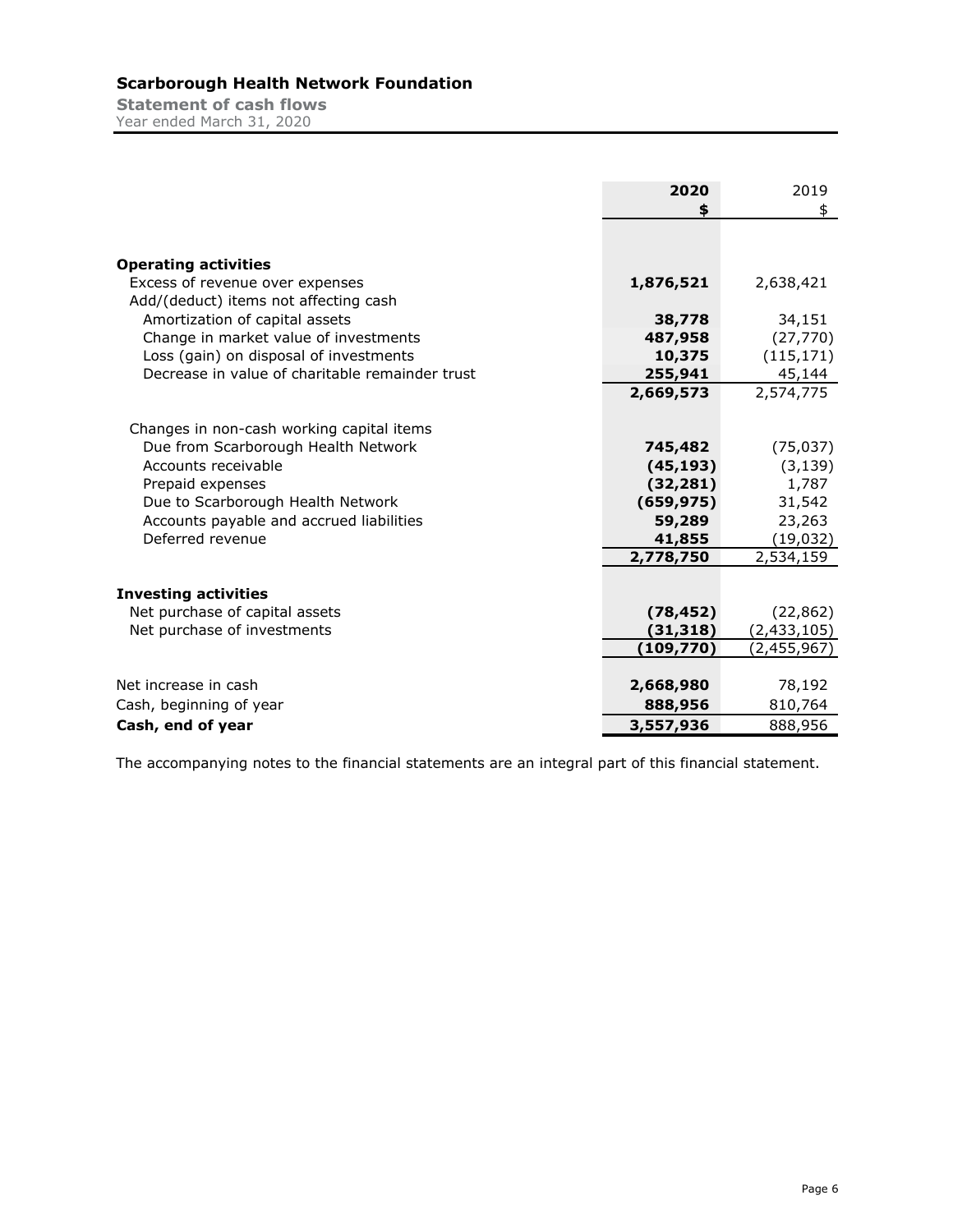# Scarborough Health Network Foundation

**Statement of cash flows**
Year ended March 31, 2020

| | 2020<br>$ | 2019<br>$ |
|---|---|---|
| **Operating activities** | | |
| Excess of revenue over expenses | **1,876,521** | 2,638,421 |
| Add/(deduct) items not affecting cash | | |
| Amortization of capital assets | **38,778** | 34,151 |
| Change in market value of investments | **487,958** | (27,770) |
| Loss (gain) on disposal of investments | **10,375** | (115,171) |
| Decrease in value of charitable remainder trust | **255,941** | 45,144 |
| | **2,669,573** | 2,574,775 |
| Changes in non-cash working capital items | | |
| Due from Scarborough Health Network | **745,482** | (75,037) |
| Accounts receivable | **(45,193)** | (3,139) |
| Prepaid expenses | **(32,281)** | 1,787 |
| Due to Scarborough Health Network | **(659,975)** | 31,542 |
| Accounts payable and accrued liabilities | **59,289** | 23,263 |
| Deferred revenue | **41,855** | (19,032) |
| | **2,778,750** | 2,534,159 |
| **Investing activities** | | |
| Net purchase of capital assets | **(78,452)** | (22,862) |
| Net purchase of investments | **(31,318)** | (2,433,105) |
| | **(109,770)** | (2,455,967) |
| Net increase in cash | **2,668,980** | 78,192 |
| Cash, beginning of year | **888,956** | 810,764 |
| **Cash, end of year** | **3,557,936** | 888,956 |

The accompanying notes to the financial statements are an integral part of this financial statement.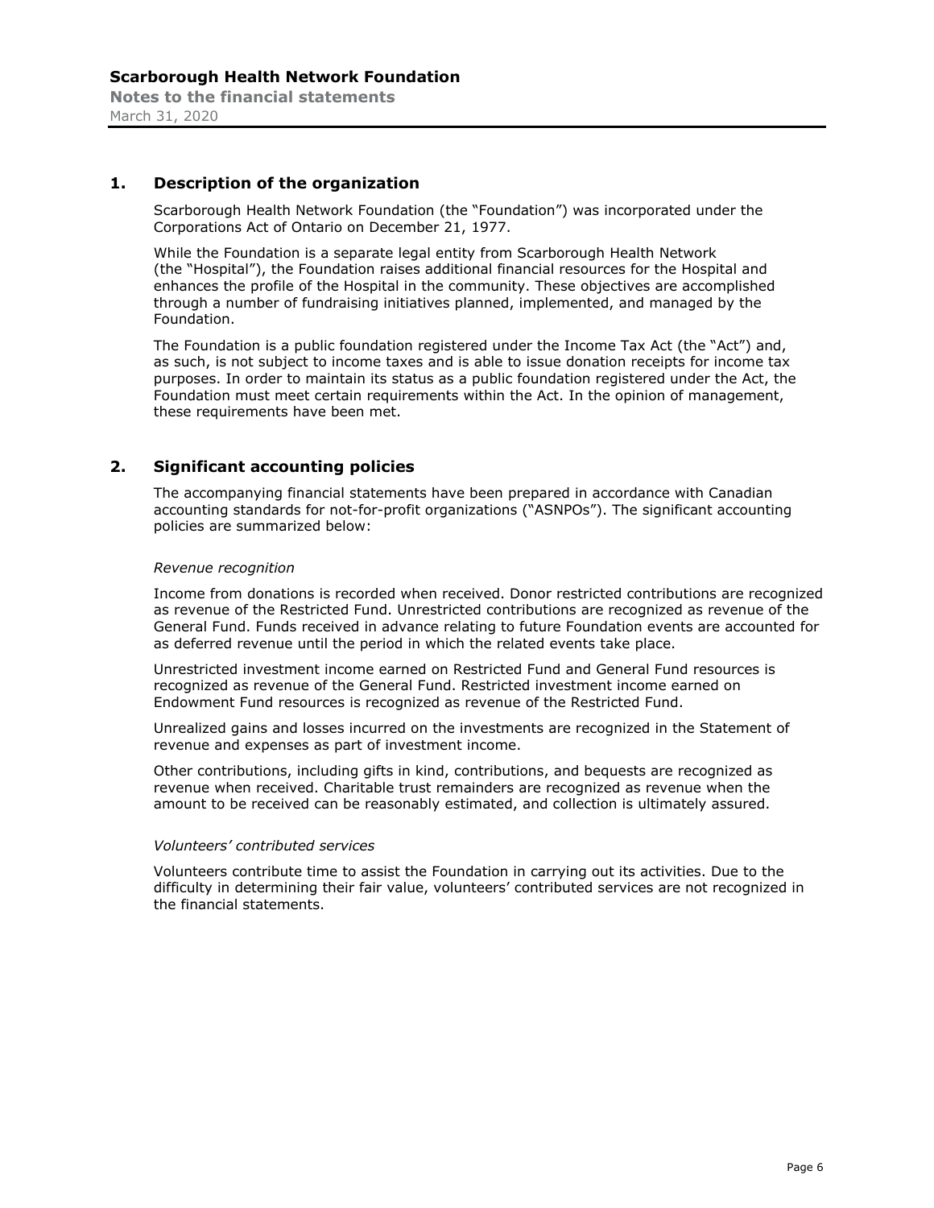## 1. Description of the organization

Scarborough Health Network Foundation (the "Foundation") was incorporated under the Corporations Act of Ontario on December 21, 1977.

While the Foundation is a separate legal entity from Scarborough Health Network (the "Hospital"), the Foundation raises additional financial resources for the Hospital and enhances the profile of the Hospital in the community. These objectives are accomplished through a number of fundraising initiatives planned, implemented, and managed by the Foundation.

The Foundation is a public foundation registered under the Income Tax Act (the "Act") and, as such, is not subject to income taxes and is able to issue donation receipts for income tax purposes. In order to maintain its status as a public foundation registered under the Act, the Foundation must meet certain requirements within the Act. In the opinion of management, these requirements have been met.

## 2. Significant accounting policies

The accompanying financial statements have been prepared in accordance with Canadian accounting standards for not-for-profit organizations ("ASNPOs"). The significant accounting policies are summarized below:

*Revenue recognition*

Income from donations is recorded when received. Donor restricted contributions are recognized as revenue of the Restricted Fund. Unrestricted contributions are recognized as revenue of the General Fund. Funds received in advance relating to future Foundation events are accounted for as deferred revenue until the period in which the related events take place.

Unrestricted investment income earned on Restricted Fund and General Fund resources is recognized as revenue of the General Fund. Restricted investment income earned on Endowment Fund resources is recognized as revenue of the Restricted Fund.

Unrealized gains and losses incurred on the investments are recognized in the Statement of revenue and expenses as part of investment income.

Other contributions, including gifts in kind, contributions, and bequests are recognized as revenue when received. Charitable trust remainders are recognized as revenue when the amount to be received can be reasonably estimated, and collection is ultimately assured.

*Volunteers' contributed services*

Volunteers contribute time to assist the Foundation in carrying out its activities. Due to the difficulty in determining their fair value, volunteers' contributed services are not recognized in the financial statements.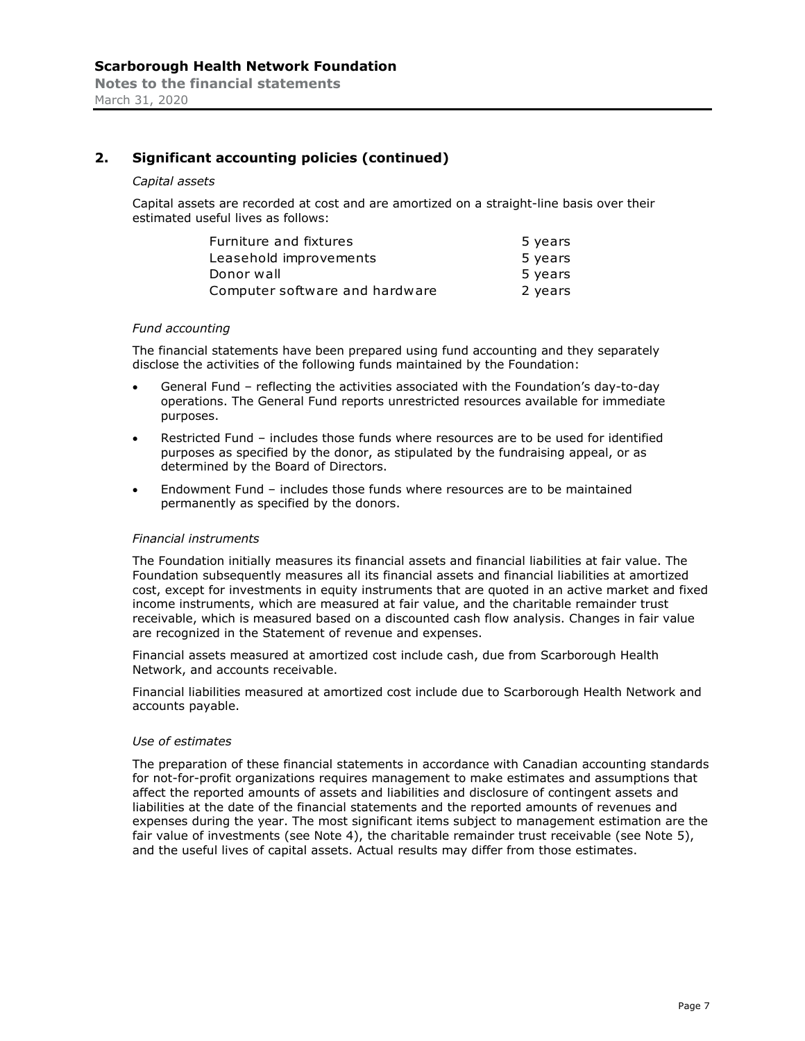## 2. Significant accounting policies (continued)

*Capital assets*

Capital assets are recorded at cost and are amortized on a straight-line basis over their estimated useful lives as follows:

| | |
|---|---|
| Furniture and fixtures | 5 years |
| Leasehold improvements | 5 years |
| Donor wall | 5 years |
| Computer software and hardware | 2 years |

*Fund accounting*

The financial statements have been prepared using fund accounting and they separately disclose the activities of the following funds maintained by the Foundation:

- General Fund – reflecting the activities associated with the Foundation's day-to-day operations. The General Fund reports unrestricted resources available for immediate purposes.
- Restricted Fund – includes those funds where resources are to be used for identified purposes as specified by the donor, as stipulated by the fundraising appeal, or as determined by the Board of Directors.
- Endowment Fund – includes those funds where resources are to be maintained permanently as specified by the donors.

*Financial instruments*

The Foundation initially measures its financial assets and financial liabilities at fair value. The Foundation subsequently measures all its financial assets and financial liabilities at amortized cost, except for investments in equity instruments that are quoted in an active market and fixed income instruments, which are measured at fair value, and the charitable remainder trust receivable, which is measured based on a discounted cash flow analysis. Changes in fair value are recognized in the Statement of revenue and expenses.

Financial assets measured at amortized cost include cash, due from Scarborough Health Network, and accounts receivable.

Financial liabilities measured at amortized cost include due to Scarborough Health Network and accounts payable.

*Use of estimates*

The preparation of these financial statements in accordance with Canadian accounting standards for not-for-profit organizations requires management to make estimates and assumptions that affect the reported amounts of assets and liabilities and disclosure of contingent assets and liabilities at the date of the financial statements and the reported amounts of revenues and expenses during the year. The most significant items subject to management estimation are the fair value of investments (see Note 4), the charitable remainder trust receivable (see Note 5), and the useful lives of capital assets. Actual results may differ from those estimates.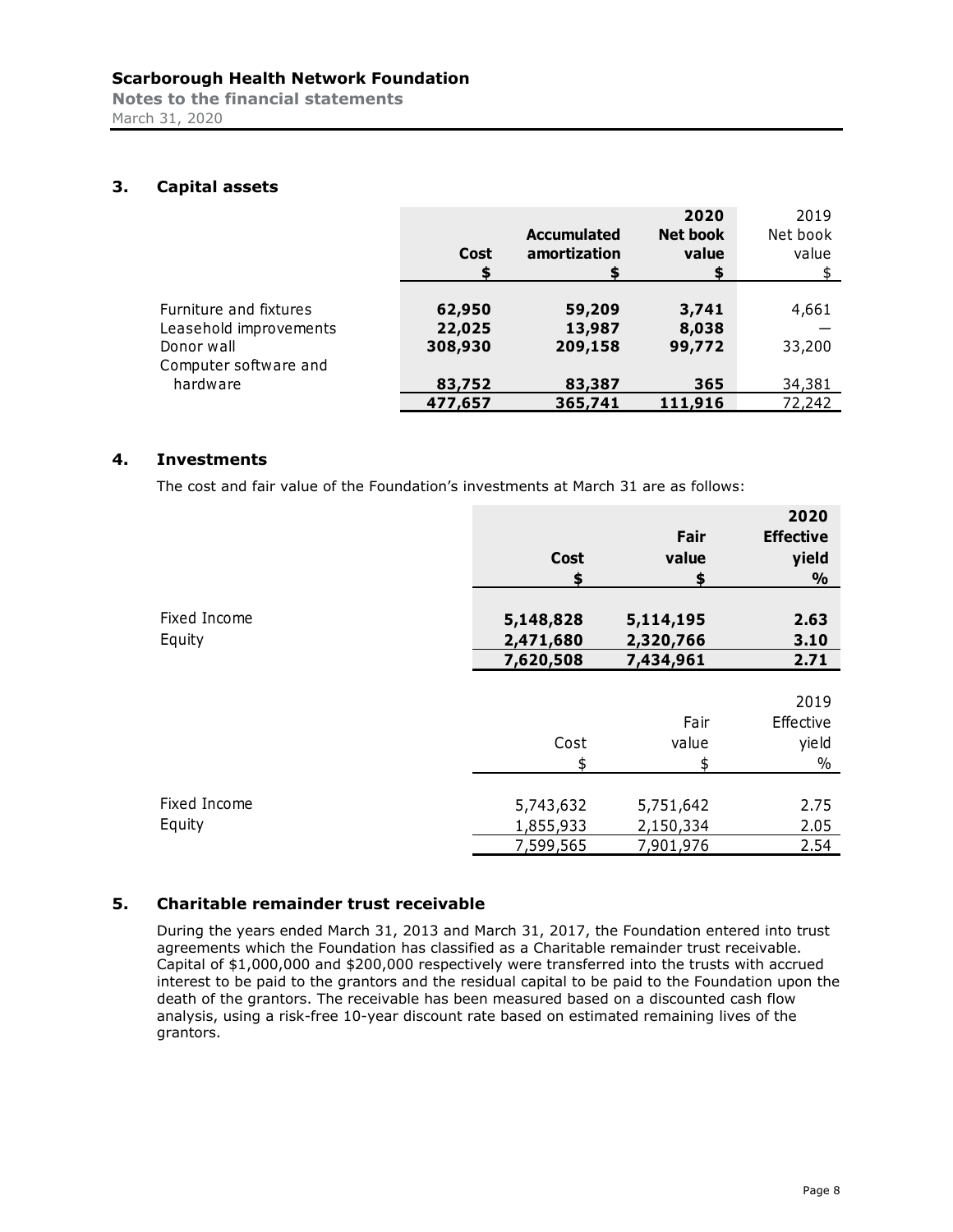**Scarborough Health Network Foundation**
**Notes to the financial statements**
March 31, 2020

## 3. Capital assets

| | Cost<br>$ | Accumulated amortization<br>$ | 2020<br>Net book value<br>$ | 2019<br>Net book value<br>$ |
|---|---|---|---|---|
| Furniture and fixtures | **62,950** | **59,209** | **3,741** | 4,661 |
| Leasehold improvements | **22,025** | **13,987** | **8,038** | — |
| Donor wall | **308,930** | **209,158** | **99,772** | 33,200 |
| Computer software and hardware | **83,752** | **83,387** | **365** | 34,381 |
| | **477,657** | **365,741** | **111,916** | 72,242 |

## 4. Investments

The cost and fair value of the Foundation's investments at March 31 are as follows:

| | Cost<br>$ | Fair value<br>$ | 2020<br>Effective yield<br>% |
|---|---|---|---|
| Fixed Income | **5,148,828** | **5,114,195** | **2.63** |
| Equity | **2,471,680** | **2,320,766** | **3.10** |
| | **7,620,508** | **7,434,961** | **2.71** |

| | Cost<br>$ | Fair value<br>$ | 2019<br>Effective yield<br>% |
|---|---|---|---|
| Fixed Income | 5,743,632 | 5,751,642 | 2.75 |
| Equity | 1,855,933 | 2,150,334 | 2.05 |
| | 7,599,565 | 7,901,976 | 2.54 |

## 5. Charitable remainder trust receivable

During the years ended March 31, 2013 and March 31, 2017, the Foundation entered into trust agreements which the Foundation has classified as a Charitable remainder trust receivable. Capital of $1,000,000 and $200,000 respectively were transferred into the trusts with accrued interest to be paid to the grantors and the residual capital to be paid to the Foundation upon the death of the grantors. The receivable has been measured based on a discounted cash flow analysis, using a risk-free 10-year discount rate based on estimated remaining lives of the grantors.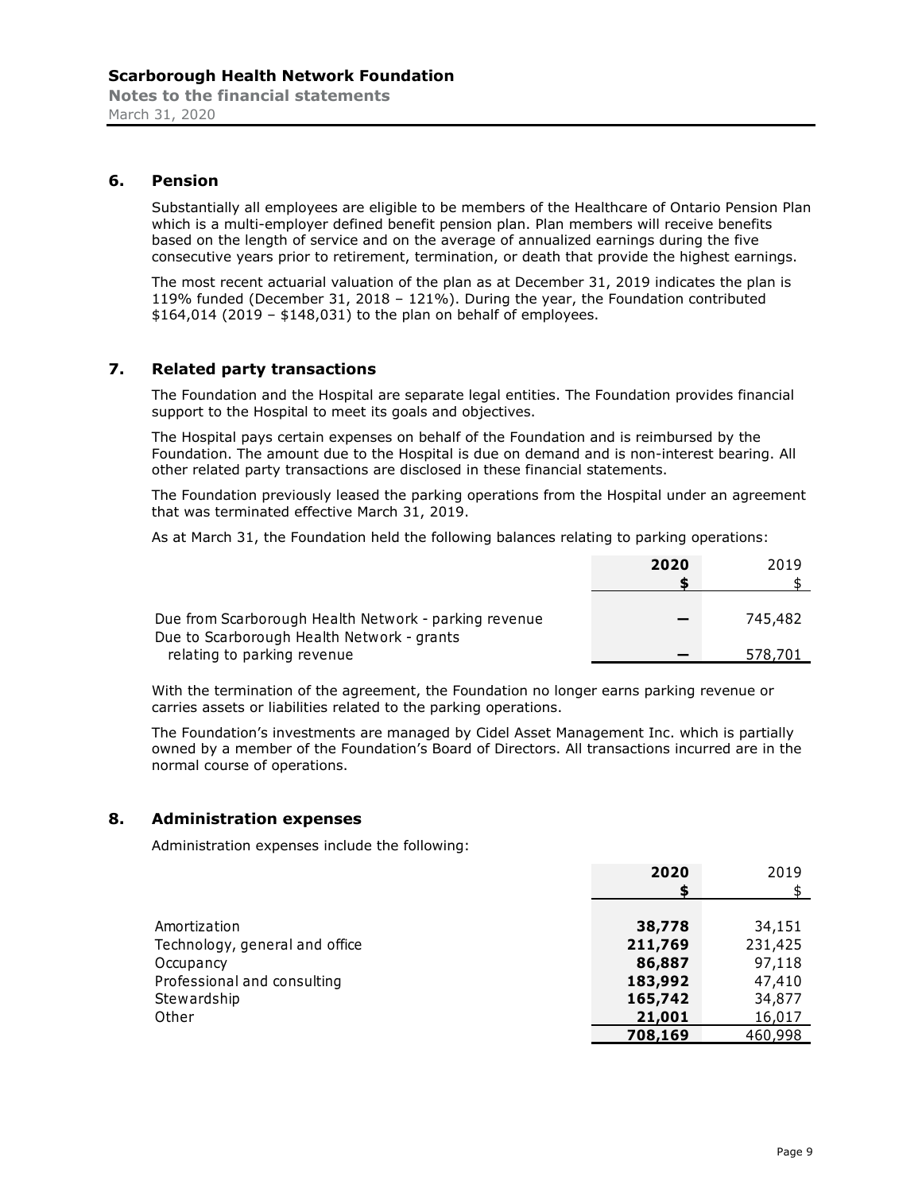## 6. Pension

Substantially all employees are eligible to be members of the Healthcare of Ontario Pension Plan which is a multi-employer defined benefit pension plan. Plan members will receive benefits based on the length of service and on the average of annualized earnings during the five consecutive years prior to retirement, termination, or death that provide the highest earnings.

The most recent actuarial valuation of the plan as at December 31, 2019 indicates the plan is 119% funded (December 31, 2018 – 121%). During the year, the Foundation contributed $164,014 (2019 – $148,031) to the plan on behalf of employees.

## 7. Related party transactions

The Foundation and the Hospital are separate legal entities. The Foundation provides financial support to the Hospital to meet its goals and objectives.

The Hospital pays certain expenses on behalf of the Foundation and is reimbursed by the Foundation. The amount due to the Hospital is due on demand and is non-interest bearing. All other related party transactions are disclosed in these financial statements.

The Foundation previously leased the parking operations from the Hospital under an agreement that was terminated effective March 31, 2019.

As at March 31, the Foundation held the following balances relating to parking operations:

| | **2020** | 2019 |
|---|---|---|
| | **$** | $ |
| Due from Scarborough Health Network - parking revenue | **—** | 745,482 |
| Due to Scarborough Health Network - grants relating to parking revenue | **—** | 578,701 |

With the termination of the agreement, the Foundation no longer earns parking revenue or carries assets or liabilities related to the parking operations.

The Foundation's investments are managed by Cidel Asset Management Inc. which is partially owned by a member of the Foundation's Board of Directors. All transactions incurred are in the normal course of operations.

## 8. Administration expenses

Administration expenses include the following:

| | **2020** | 2019 |
|---|---|---|
| | **$** | $ |
| Amortization | **38,778** | 34,151 |
| Technology, general and office | **211,769** | 231,425 |
| Occupancy | **86,887** | 97,118 |
| Professional and consulting | **183,992** | 47,410 |
| Stewardship | **165,742** | 34,877 |
| Other | **21,001** | 16,017 |
| | **708,169** | 460,998 |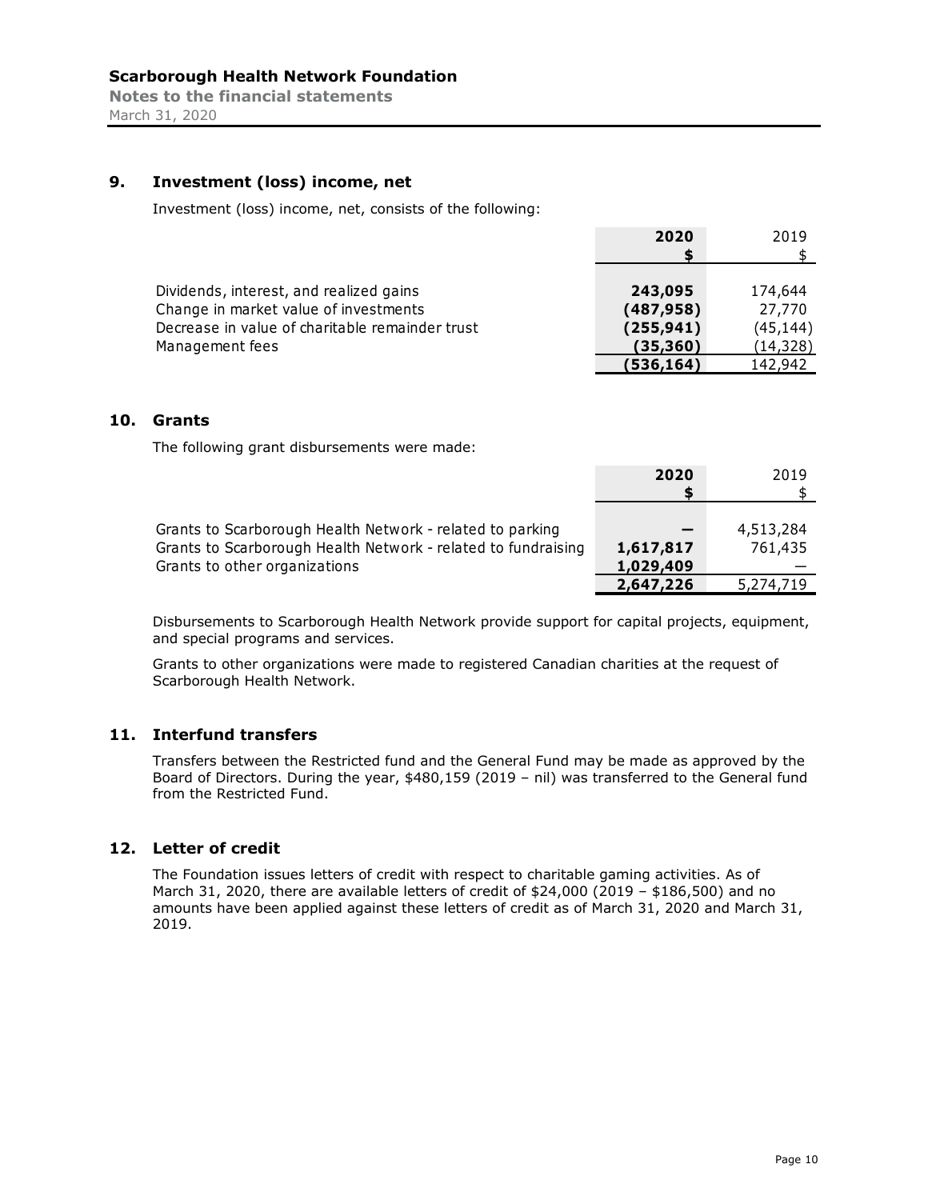## 9. Investment (loss) income, net

Investment (loss) income, net, consists of the following:

| | 2020<br>$ | 2019<br>$ |
|---|---|---|
| Dividends, interest, and realized gains | **243,095** | 174,644 |
| Change in market value of investments | **(487,958)** | 27,770 |
| Decrease in value of charitable remainder trust | **(255,941)** | (45,144) |
| Management fees | **(35,360)** | (14,328) |
| | **(536,164)** | 142,942 |

## 10. Grants

The following grant disbursements were made:

| | 2020<br>$ | 2019<br>$ |
|---|---|---|
| Grants to Scarborough Health Network - related to parking | **—** | 4,513,284 |
| Grants to Scarborough Health Network - related to fundraising | **1,617,817** | 761,435 |
| Grants to other organizations | **1,029,409** | — |
| | **2,647,226** | 5,274,719 |

Disbursements to Scarborough Health Network provide support for capital projects, equipment, and special programs and services.

Grants to other organizations were made to registered Canadian charities at the request of Scarborough Health Network.

## 11. Interfund transfers

Transfers between the Restricted fund and the General Fund may be made as approved by the Board of Directors. During the year, $480,159 (2019 – nil) was transferred to the General fund from the Restricted Fund.

## 12. Letter of credit

The Foundation issues letters of credit with respect to charitable gaming activities. As of March 31, 2020, there are available letters of credit of $24,000 (2019 – $186,500) and no amounts have been applied against these letters of credit as of March 31, 2020 and March 31, 2019.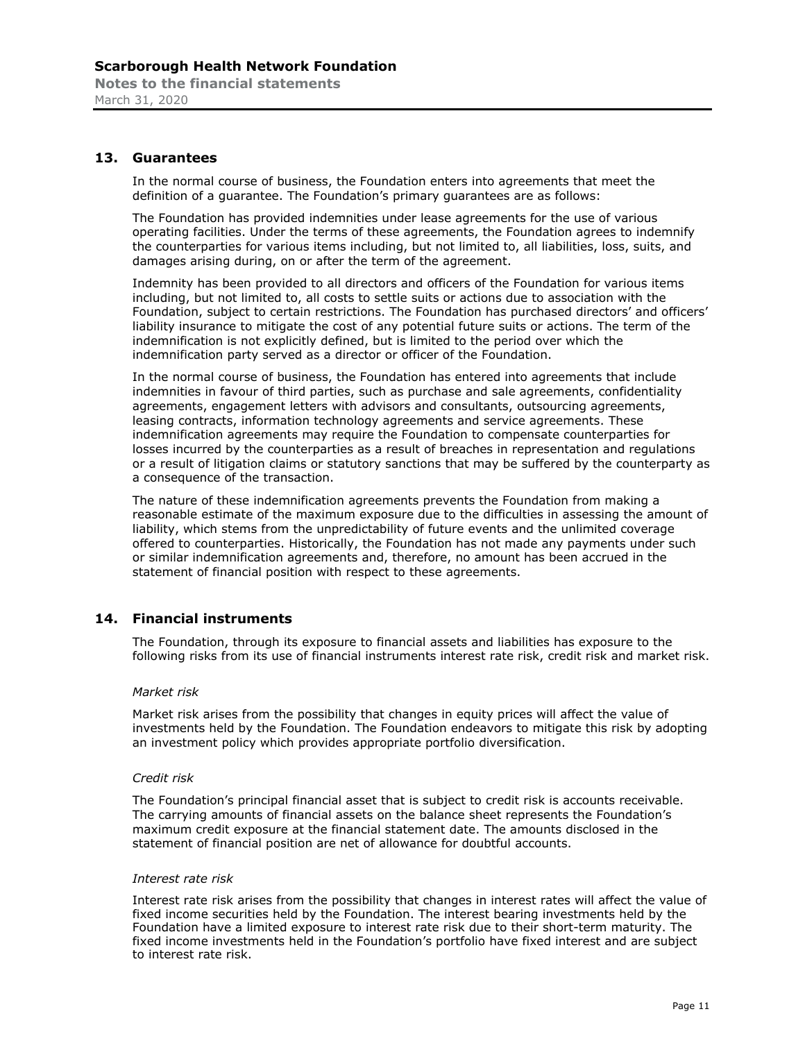## 13. Guarantees

In the normal course of business, the Foundation enters into agreements that meet the definition of a guarantee. The Foundation's primary guarantees are as follows:

The Foundation has provided indemnities under lease agreements for the use of various operating facilities. Under the terms of these agreements, the Foundation agrees to indemnify the counterparties for various items including, but not limited to, all liabilities, loss, suits, and damages arising during, on or after the term of the agreement.

Indemnity has been provided to all directors and officers of the Foundation for various items including, but not limited to, all costs to settle suits or actions due to association with the Foundation, subject to certain restrictions. The Foundation has purchased directors' and officers' liability insurance to mitigate the cost of any potential future suits or actions. The term of the indemnification is not explicitly defined, but is limited to the period over which the indemnification party served as a director or officer of the Foundation.

In the normal course of business, the Foundation has entered into agreements that include indemnities in favour of third parties, such as purchase and sale agreements, confidentiality agreements, engagement letters with advisors and consultants, outsourcing agreements, leasing contracts, information technology agreements and service agreements. These indemnification agreements may require the Foundation to compensate counterparties for losses incurred by the counterparties as a result of breaches in representation and regulations or a result of litigation claims or statutory sanctions that may be suffered by the counterparty as a consequence of the transaction.

The nature of these indemnification agreements prevents the Foundation from making a reasonable estimate of the maximum exposure due to the difficulties in assessing the amount of liability, which stems from the unpredictability of future events and the unlimited coverage offered to counterparties. Historically, the Foundation has not made any payments under such or similar indemnification agreements and, therefore, no amount has been accrued in the statement of financial position with respect to these agreements.

## 14. Financial instruments

The Foundation, through its exposure to financial assets and liabilities has exposure to the following risks from its use of financial instruments interest rate risk, credit risk and market risk.

*Market risk*

Market risk arises from the possibility that changes in equity prices will affect the value of investments held by the Foundation. The Foundation endeavors to mitigate this risk by adopting an investment policy which provides appropriate portfolio diversification.

*Credit risk*

The Foundation's principal financial asset that is subject to credit risk is accounts receivable. The carrying amounts of financial assets on the balance sheet represents the Foundation's maximum credit exposure at the financial statement date. The amounts disclosed in the statement of financial position are net of allowance for doubtful accounts.

*Interest rate risk*

Interest rate risk arises from the possibility that changes in interest rates will affect the value of fixed income securities held by the Foundation. The interest bearing investments held by the Foundation have a limited exposure to interest rate risk due to their short-term maturity. The fixed income investments held in the Foundation's portfolio have fixed interest and are subject to interest rate risk.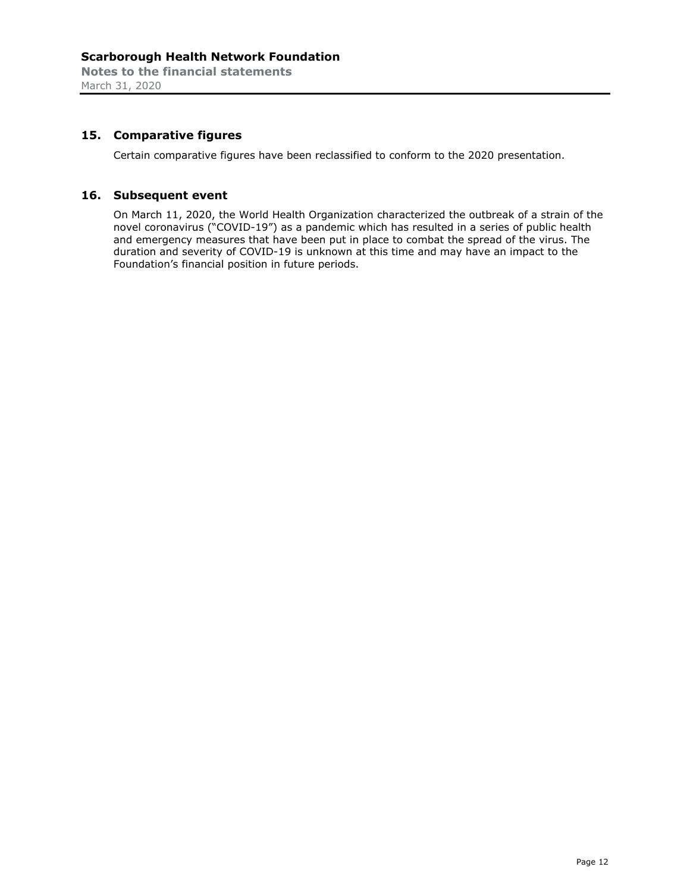## 15. Comparative figures

Certain comparative figures have been reclassified to conform to the 2020 presentation.

## 16. Subsequent event

On March 11, 2020, the World Health Organization characterized the outbreak of a strain of the novel coronavirus ("COVID-19") as a pandemic which has resulted in a series of public health and emergency measures that have been put in place to combat the spread of the virus. The duration and severity of COVID-19 is unknown at this time and may have an impact to the Foundation's financial position in future periods.